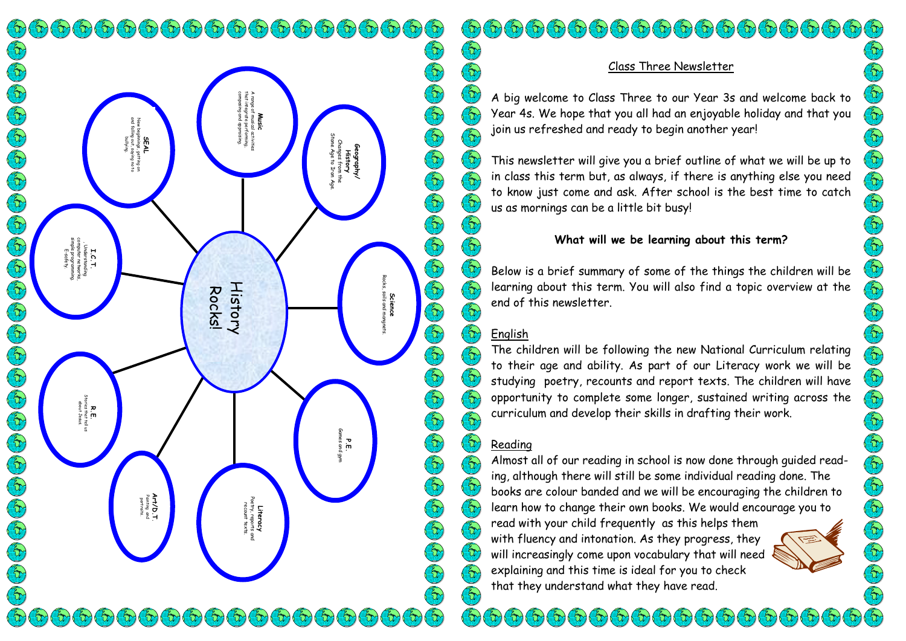## History Rocks!

**Music**
A range of musical activities that integrate performing, composing and appraising.

**Geography/History**
Changes from the Stone Age to Iron Age.

**Science**
Rocks, soils and magnets.

**P.E.**
Games and gym

**Literacy**
Poetry, reports and recount texts.

**Art/D.T.**
Painting and portraits.

**R.E.**
Stories that tell us about Jesus.

**I.C.T.**
Understanding computer networks, simple programming. E-safety.

**SEAL**
New beginnings, getting on and falling out, saying no to bullying.

# Class Three Newsletter

A big welcome to Class Three to our Year 3s and welcome back to Year 4s. We hope that you all had an enjoyable holiday and that you join us refreshed and ready to begin another year!

This newsletter will give you a brief outline of what we will be up to in class this term but, as always, if there is anything else you need to know just come and ask. After school is the best time to catch us as mornings can be a little bit busy!

**What will we be learning about this term?**

Below is a brief summary of some of the things the children will be learning about this term. You will also find a topic overview at the end of this newsletter.

## English

The children will be following the new National Curriculum relating to their age and ability. As part of our Literacy work we will be studying poetry, recounts and report texts. The children will have opportunity to complete some longer, sustained writing across the curriculum and develop their skills in drafting their work.

## Reading

Almost all of our reading in school is now done through guided reading, although there will still be some individual reading done. The books are colour banded and we will be encouraging the children to learn how to change their own books. We would encourage you to read with your child frequently as this helps them with fluency and intonation. As they progress, they will increasingly come upon vocabulary that will need explaining and this time is ideal for you to check that they understand what they have read.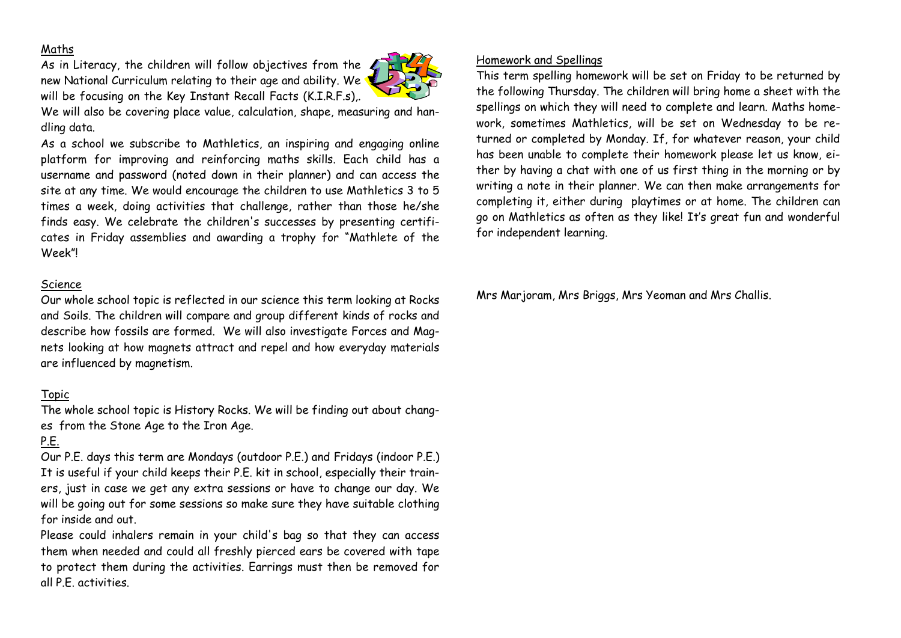## Maths

As in Literacy, the children will follow objectives from the new National Curriculum relating to their age and ability. We will be focusing on the Key Instant Recall Facts (K.I.R.F.s),. We will also be covering place value, calculation, shape, measuring and handling data.

As a school we subscribe to Mathletics, an inspiring and engaging online platform for improving and reinforcing maths skills. Each child has a username and password (noted down in their planner) and can access the site at any time. We would encourage the children to use Mathletics 3 to 5 times a week, doing activities that challenge, rather than those he/she finds easy. We celebrate the children's successes by presenting certificates in Friday assemblies and awarding a trophy for "Mathlete of the Week"!

## Science

Our whole school topic is reflected in our science this term looking at Rocks and Soils. The children will compare and group different kinds of rocks and describe how fossils are formed. We will also investigate Forces and Magnets looking at how magnets attract and repel and how everyday materials are influenced by magnetism.

## Topic

The whole school topic is History Rocks. We will be finding out about changes from the Stone Age to the Iron Age.

## P.E.

Our P.E. days this term are Mondays (outdoor P.E.) and Fridays (indoor P.E.) It is useful if your child keeps their P.E. kit in school, especially their trainers, just in case we get any extra sessions or have to change our day. We will be going out for some sessions so make sure they have suitable clothing for inside and out.

Please could inhalers remain in your child's bag so that they can access them when needed and could all freshly pierced ears be covered with tape to protect them during the activities. Earrings must then be removed for all P.E. activities.

## Homework and Spellings

This term spelling homework will be set on Friday to be returned by the following Thursday. The children will bring home a sheet with the spellings on which they will need to complete and learn. Maths homework, sometimes Mathletics, will be set on Wednesday to be returned or completed by Monday. If, for whatever reason, your child has been unable to complete their homework please let us know, either by having a chat with one of us first thing in the morning or by writing a note in their planner. We can then make arrangements for completing it, either during playtimes or at home. The children can go on Mathletics as often as they like! It's great fun and wonderful for independent learning.

Mrs Marjoram, Mrs Briggs, Mrs Yeoman and Mrs Challis.